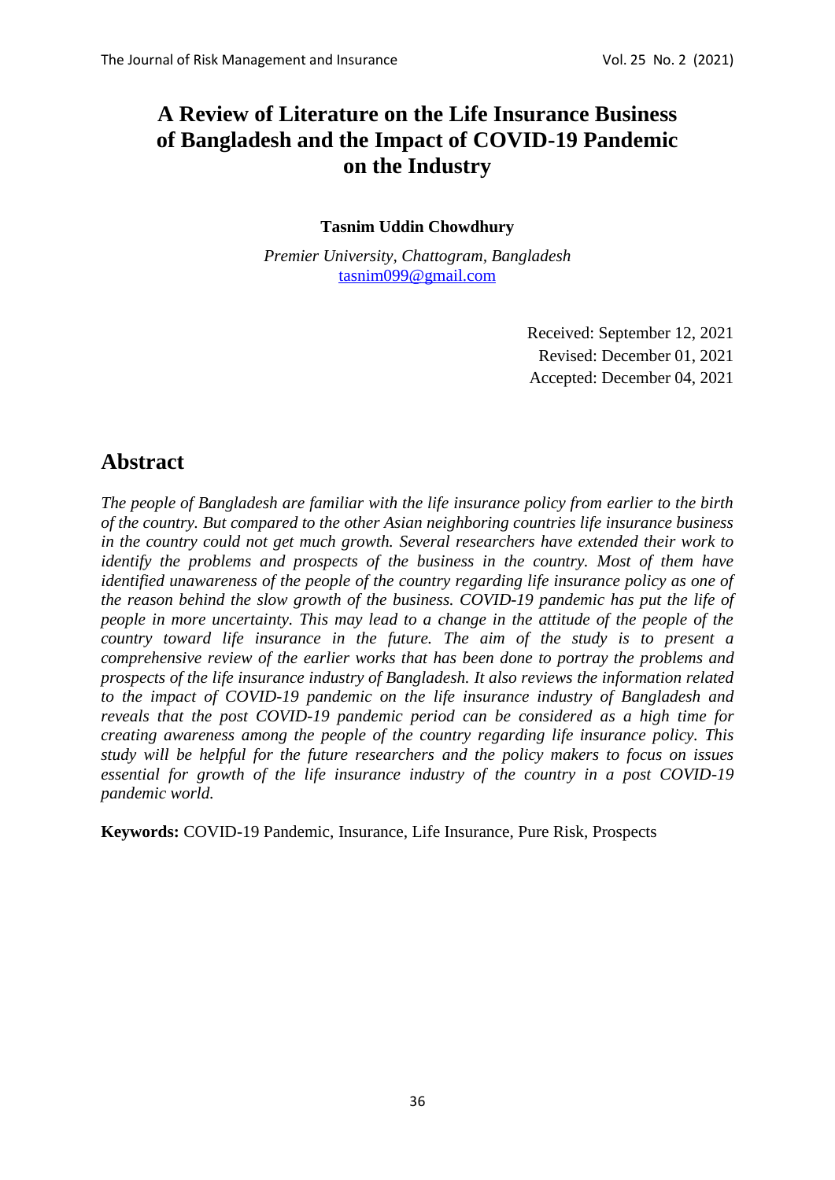# A Review of Literature on the Life Insurance Business of Bangladesh and the Impact of COVID-19 Pandemic on the Industry

**Tasnim Uddin Chowdhury**

*Premier University, Chattogram, Bangladesh*
tasnim099@gmail.com

Received: September 12, 2021
Revised: December 01, 2021
Accepted: December 04, 2021

## Abstract

*The people of Bangladesh are familiar with the life insurance policy from earlier to the birth of the country. But compared to the other Asian neighboring countries life insurance business in the country could not get much growth. Several researchers have extended their work to identify the problems and prospects of the business in the country. Most of them have identified unawareness of the people of the country regarding life insurance policy as one of the reason behind the slow growth of the business. COVID-19 pandemic has put the life of people in more uncertainty. This may lead to a change in the attitude of the people of the country toward life insurance in the future. The aim of the study is to present a comprehensive review of the earlier works that has been done to portray the problems and prospects of the life insurance industry of Bangladesh. It also reviews the information related to the impact of COVID-19 pandemic on the life insurance industry of Bangladesh and reveals that the post COVID-19 pandemic period can be considered as a high time for creating awareness among the people of the country regarding life insurance policy. This study will be helpful for the future researchers and the policy makers to focus on issues essential for growth of the life insurance industry of the country in a post COVID-19 pandemic world.*

**Keywords:** COVID-19 Pandemic, Insurance, Life Insurance, Pure Risk, Prospects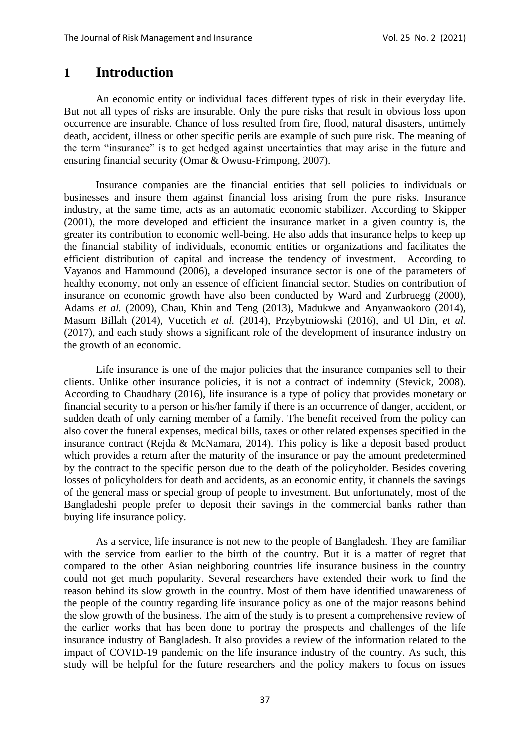# 1 Introduction

An economic entity or individual faces different types of risk in their everyday life. But not all types of risks are insurable. Only the pure risks that result in obvious loss upon occurrence are insurable. Chance of loss resulted from fire, flood, natural disasters, untimely death, accident, illness or other specific perils are example of such pure risk. The meaning of the term "insurance" is to get hedged against uncertainties that may arise in the future and ensuring financial security (Omar & Owusu-Frimpong, 2007).

Insurance companies are the financial entities that sell policies to individuals or businesses and insure them against financial loss arising from the pure risks. Insurance industry, at the same time, acts as an automatic economic stabilizer. According to Skipper (2001), the more developed and efficient the insurance market in a given country is, the greater its contribution to economic well-being. He also adds that insurance helps to keep up the financial stability of individuals, economic entities or organizations and facilitates the efficient distribution of capital and increase the tendency of investment. According to Vayanos and Hammound (2006), a developed insurance sector is one of the parameters of healthy economy, not only an essence of efficient financial sector. Studies on contribution of insurance on economic growth have also been conducted by Ward and Zurbruegg (2000), Adams *et al.* (2009), Chau, Khin and Teng (2013), Madukwe and Anyanwaokoro (2014), Masum Billah (2014), Vucetich *et al.* (2014), Przybytniowski (2016), and Ul Din, *et al.* (2017), and each study shows a significant role of the development of insurance industry on the growth of an economic.

Life insurance is one of the major policies that the insurance companies sell to their clients. Unlike other insurance policies, it is not a contract of indemnity (Stevick, 2008). According to Chaudhary (2016), life insurance is a type of policy that provides monetary or financial security to a person or his/her family if there is an occurrence of danger, accident, or sudden death of only earning member of a family. The benefit received from the policy can also cover the funeral expenses, medical bills, taxes or other related expenses specified in the insurance contract (Rejda & McNamara, 2014). This policy is like a deposit based product which provides a return after the maturity of the insurance or pay the amount predetermined by the contract to the specific person due to the death of the policyholder. Besides covering losses of policyholders for death and accidents, as an economic entity, it channels the savings of the general mass or special group of people to investment. But unfortunately, most of the Bangladeshi people prefer to deposit their savings in the commercial banks rather than buying life insurance policy.

As a service, life insurance is not new to the people of Bangladesh. They are familiar with the service from earlier to the birth of the country. But it is a matter of regret that compared to the other Asian neighboring countries life insurance business in the country could not get much popularity. Several researchers have extended their work to find the reason behind its slow growth in the country. Most of them have identified unawareness of the people of the country regarding life insurance policy as one of the major reasons behind the slow growth of the business. The aim of the study is to present a comprehensive review of the earlier works that has been done to portray the prospects and challenges of the life insurance industry of Bangladesh. It also provides a review of the information related to the impact of COVID-19 pandemic on the life insurance industry of the country. As such, this study will be helpful for the future researchers and the policy makers to focus on issues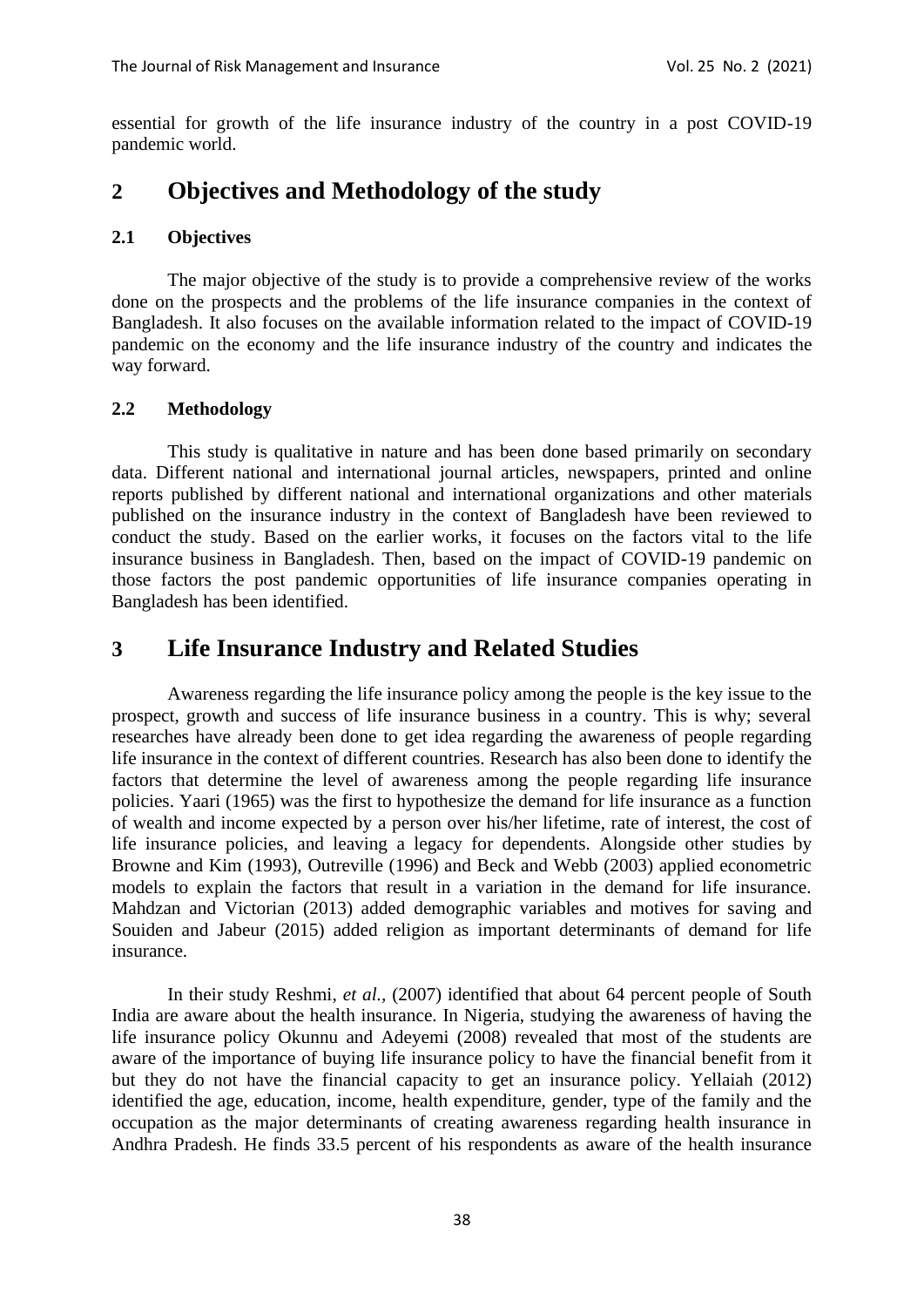essential for growth of the life insurance industry of the country in a post COVID-19 pandemic world.

## 2 Objectives and Methodology of the study

### 2.1 Objectives

The major objective of the study is to provide a comprehensive review of the works done on the prospects and the problems of the life insurance companies in the context of Bangladesh. It also focuses on the available information related to the impact of COVID-19 pandemic on the economy and the life insurance industry of the country and indicates the way forward.

### 2.2 Methodology

This study is qualitative in nature and has been done based primarily on secondary data. Different national and international journal articles, newspapers, printed and online reports published by different national and international organizations and other materials published on the insurance industry in the context of Bangladesh have been reviewed to conduct the study. Based on the earlier works, it focuses on the factors vital to the life insurance business in Bangladesh. Then, based on the impact of COVID-19 pandemic on those factors the post pandemic opportunities of life insurance companies operating in Bangladesh has been identified.

## 3 Life Insurance Industry and Related Studies

Awareness regarding the life insurance policy among the people is the key issue to the prospect, growth and success of life insurance business in a country. This is why; several researches have already been done to get idea regarding the awareness of people regarding life insurance in the context of different countries. Research has also been done to identify the factors that determine the level of awareness among the people regarding life insurance policies. Yaari (1965) was the first to hypothesize the demand for life insurance as a function of wealth and income expected by a person over his/her lifetime, rate of interest, the cost of life insurance policies, and leaving a legacy for dependents. Alongside other studies by Browne and Kim (1993), Outreville (1996) and Beck and Webb (2003) applied econometric models to explain the factors that result in a variation in the demand for life insurance. Mahdzan and Victorian (2013) added demographic variables and motives for saving and Souiden and Jabeur (2015) added religion as important determinants of demand for life insurance.

In their study Reshmi, *et al.*, (2007) identified that about 64 percent people of South India are aware about the health insurance. In Nigeria, studying the awareness of having the life insurance policy Okunnu and Adeyemi (2008) revealed that most of the students are aware of the importance of buying life insurance policy to have the financial benefit from it but they do not have the financial capacity to get an insurance policy. Yellaiah (2012) identified the age, education, income, health expenditure, gender, type of the family and the occupation as the major determinants of creating awareness regarding health insurance in Andhra Pradesh. He finds 33.5 percent of his respondents as aware of the health insurance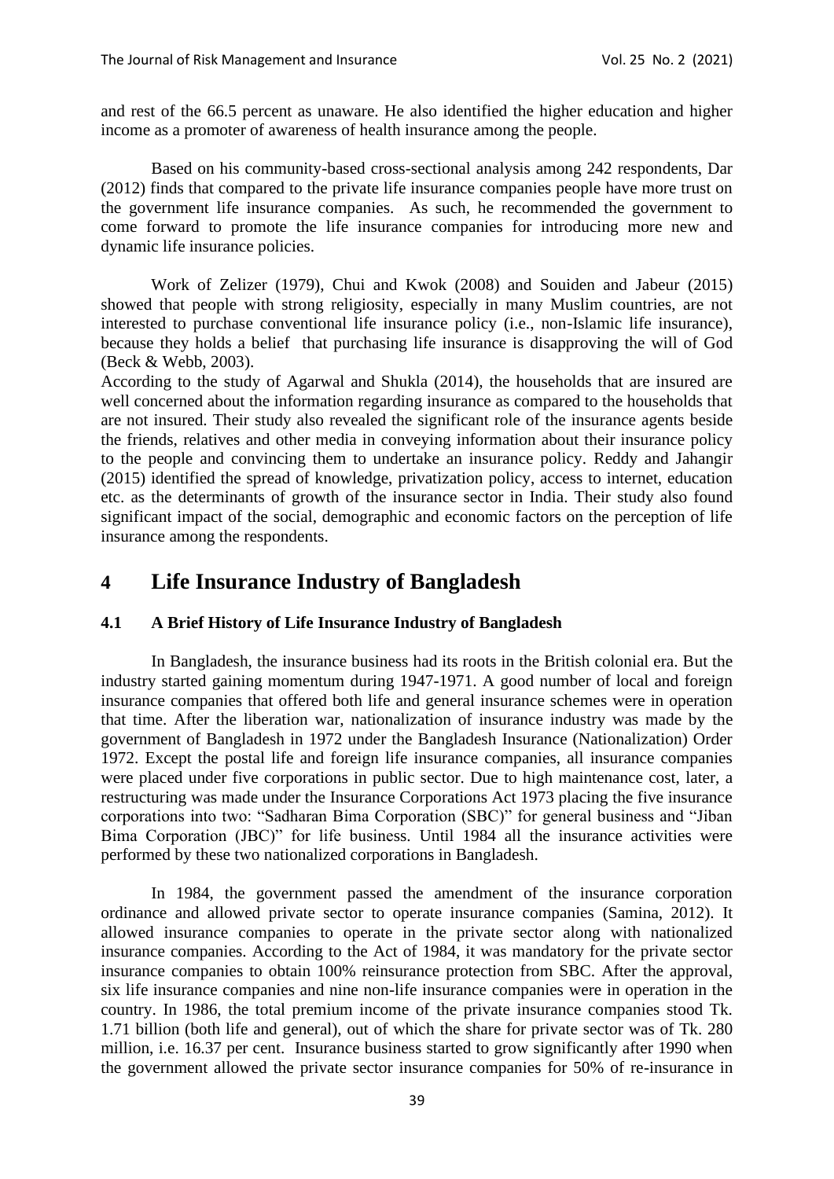and rest of the 66.5 percent as unaware. He also identified the higher education and higher income as a promoter of awareness of health insurance among the people.

Based on his community-based cross-sectional analysis among 242 respondents, Dar (2012) finds that compared to the private life insurance companies people have more trust on the government life insurance companies. As such, he recommended the government to come forward to promote the life insurance companies for introducing more new and dynamic life insurance policies.

Work of Zelizer (1979), Chui and Kwok (2008) and Souiden and Jabeur (2015) showed that people with strong religiosity, especially in many Muslim countries, are not interested to purchase conventional life insurance policy (i.e., non-Islamic life insurance), because they holds a belief that purchasing life insurance is disapproving the will of God (Beck & Webb, 2003).

According to the study of Agarwal and Shukla (2014), the households that are insured are well concerned about the information regarding insurance as compared to the households that are not insured. Their study also revealed the significant role of the insurance agents beside the friends, relatives and other media in conveying information about their insurance policy to the people and convincing them to undertake an insurance policy. Reddy and Jahangir (2015) identified the spread of knowledge, privatization policy, access to internet, education etc. as the determinants of growth of the insurance sector in India. Their study also found significant impact of the social, demographic and economic factors on the perception of life insurance among the respondents.

# 4 Life Insurance Industry of Bangladesh

## 4.1 A Brief History of Life Insurance Industry of Bangladesh

In Bangladesh, the insurance business had its roots in the British colonial era. But the industry started gaining momentum during 1947-1971. A good number of local and foreign insurance companies that offered both life and general insurance schemes were in operation that time. After the liberation war, nationalization of insurance industry was made by the government of Bangladesh in 1972 under the Bangladesh Insurance (Nationalization) Order 1972. Except the postal life and foreign life insurance companies, all insurance companies were placed under five corporations in public sector. Due to high maintenance cost, later, a restructuring was made under the Insurance Corporations Act 1973 placing the five insurance corporations into two: "Sadharan Bima Corporation (SBC)" for general business and "Jiban Bima Corporation (JBC)" for life business. Until 1984 all the insurance activities were performed by these two nationalized corporations in Bangladesh.

In 1984, the government passed the amendment of the insurance corporation ordinance and allowed private sector to operate insurance companies (Samina, 2012). It allowed insurance companies to operate in the private sector along with nationalized insurance companies. According to the Act of 1984, it was mandatory for the private sector insurance companies to obtain 100% reinsurance protection from SBC. After the approval, six life insurance companies and nine non-life insurance companies were in operation in the country. In 1986, the total premium income of the private insurance companies stood Tk. 1.71 billion (both life and general), out of which the share for private sector was of Tk. 280 million, i.e. 16.37 per cent. Insurance business started to grow significantly after 1990 when the government allowed the private sector insurance companies for 50% of re-insurance in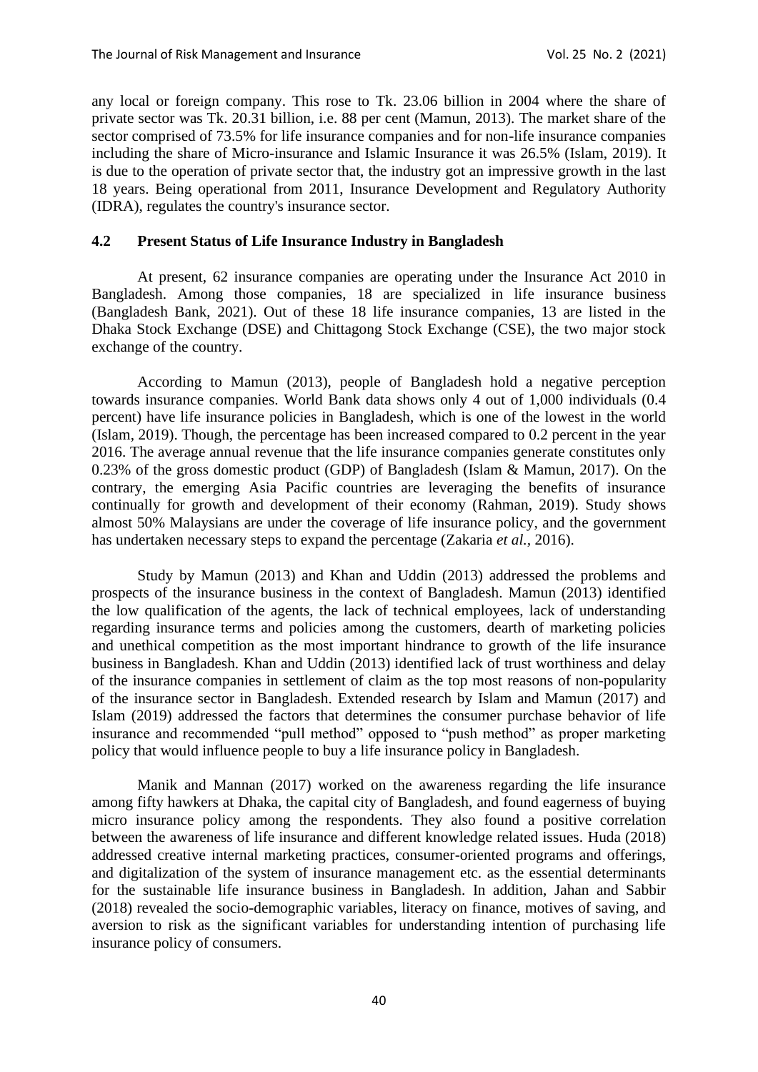any local or foreign company. This rose to Tk. 23.06 billion in 2004 where the share of private sector was Tk. 20.31 billion, i.e. 88 per cent (Mamun, 2013). The market share of the sector comprised of 73.5% for life insurance companies and for non-life insurance companies including the share of Micro-insurance and Islamic Insurance it was 26.5% (Islam, 2019). It is due to the operation of private sector that, the industry got an impressive growth in the last 18 years. Being operational from 2011, Insurance Development and Regulatory Authority (IDRA), regulates the country's insurance sector.

### 4.2 Present Status of Life Insurance Industry in Bangladesh

At present, 62 insurance companies are operating under the Insurance Act 2010 in Bangladesh. Among those companies, 18 are specialized in life insurance business (Bangladesh Bank, 2021). Out of these 18 life insurance companies, 13 are listed in the Dhaka Stock Exchange (DSE) and Chittagong Stock Exchange (CSE), the two major stock exchange of the country.

According to Mamun (2013), people of Bangladesh hold a negative perception towards insurance companies. World Bank data shows only 4 out of 1,000 individuals (0.4 percent) have life insurance policies in Bangladesh, which is one of the lowest in the world (Islam, 2019). Though, the percentage has been increased compared to 0.2 percent in the year 2016. The average annual revenue that the life insurance companies generate constitutes only 0.23% of the gross domestic product (GDP) of Bangladesh (Islam & Mamun, 2017). On the contrary, the emerging Asia Pacific countries are leveraging the benefits of insurance continually for growth and development of their economy (Rahman, 2019). Study shows almost 50% Malaysians are under the coverage of life insurance policy, and the government has undertaken necessary steps to expand the percentage (Zakaria *et al.*, 2016).

Study by Mamun (2013) and Khan and Uddin (2013) addressed the problems and prospects of the insurance business in the context of Bangladesh. Mamun (2013) identified the low qualification of the agents, the lack of technical employees, lack of understanding regarding insurance terms and policies among the customers, dearth of marketing policies and unethical competition as the most important hindrance to growth of the life insurance business in Bangladesh. Khan and Uddin (2013) identified lack of trust worthiness and delay of the insurance companies in settlement of claim as the top most reasons of non-popularity of the insurance sector in Bangladesh. Extended research by Islam and Mamun (2017) and Islam (2019) addressed the factors that determines the consumer purchase behavior of life insurance and recommended "pull method" opposed to "push method" as proper marketing policy that would influence people to buy a life insurance policy in Bangladesh.

Manik and Mannan (2017) worked on the awareness regarding the life insurance among fifty hawkers at Dhaka, the capital city of Bangladesh, and found eagerness of buying micro insurance policy among the respondents. They also found a positive correlation between the awareness of life insurance and different knowledge related issues. Huda (2018) addressed creative internal marketing practices, consumer-oriented programs and offerings, and digitalization of the system of insurance management etc. as the essential determinants for the sustainable life insurance business in Bangladesh. In addition, Jahan and Sabbir (2018) revealed the socio-demographic variables, literacy on finance, motives of saving, and aversion to risk as the significant variables for understanding intention of purchasing life insurance policy of consumers.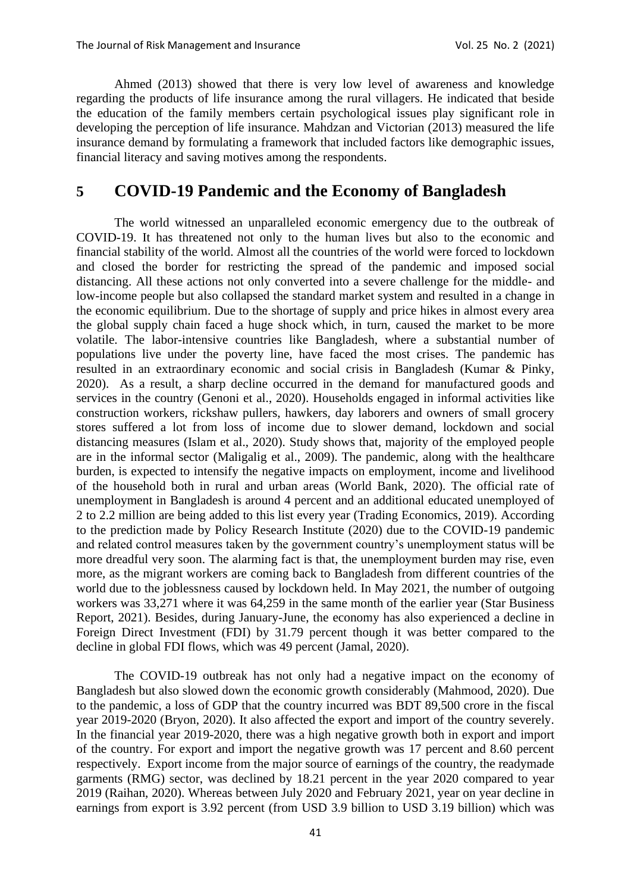Ahmed (2013) showed that there is very low level of awareness and knowledge regarding the products of life insurance among the rural villagers. He indicated that beside the education of the family members certain psychological issues play significant role in developing the perception of life insurance. Mahdzan and Victorian (2013) measured the life insurance demand by formulating a framework that included factors like demographic issues, financial literacy and saving motives among the respondents.

## 5 COVID-19 Pandemic and the Economy of Bangladesh

The world witnessed an unparalleled economic emergency due to the outbreak of COVID-19. It has threatened not only to the human lives but also to the economic and financial stability of the world. Almost all the countries of the world were forced to lockdown and closed the border for restricting the spread of the pandemic and imposed social distancing. All these actions not only converted into a severe challenge for the middle- and low-income people but also collapsed the standard market system and resulted in a change in the economic equilibrium. Due to the shortage of supply and price hikes in almost every area the global supply chain faced a huge shock which, in turn, caused the market to be more volatile. The labor-intensive countries like Bangladesh, where a substantial number of populations live under the poverty line, have faced the most crises. The pandemic has resulted in an extraordinary economic and social crisis in Bangladesh (Kumar & Pinky, 2020). As a result, a sharp decline occurred in the demand for manufactured goods and services in the country (Genoni et al., 2020). Households engaged in informal activities like construction workers, rickshaw pullers, hawkers, day laborers and owners of small grocery stores suffered a lot from loss of income due to slower demand, lockdown and social distancing measures (Islam et al., 2020). Study shows that, majority of the employed people are in the informal sector (Maligalig et al., 2009). The pandemic, along with the healthcare burden, is expected to intensify the negative impacts on employment, income and livelihood of the household both in rural and urban areas (World Bank, 2020). The official rate of unemployment in Bangladesh is around 4 percent and an additional educated unemployed of 2 to 2.2 million are being added to this list every year (Trading Economics, 2019). According to the prediction made by Policy Research Institute (2020) due to the COVID-19 pandemic and related control measures taken by the government country's unemployment status will be more dreadful very soon. The alarming fact is that, the unemployment burden may rise, even more, as the migrant workers are coming back to Bangladesh from different countries of the world due to the joblessness caused by lockdown held. In May 2021, the number of outgoing workers was 33,271 where it was 64,259 in the same month of the earlier year (Star Business Report, 2021). Besides, during January-June, the economy has also experienced a decline in Foreign Direct Investment (FDI) by 31.79 percent though it was better compared to the decline in global FDI flows, which was 49 percent (Jamal, 2020).

The COVID-19 outbreak has not only had a negative impact on the economy of Bangladesh but also slowed down the economic growth considerably (Mahmood, 2020). Due to the pandemic, a loss of GDP that the country incurred was BDT 89,500 crore in the fiscal year 2019-2020 (Bryon, 2020). It also affected the export and import of the country severely. In the financial year 2019-2020, there was a high negative growth both in export and import of the country. For export and import the negative growth was 17 percent and 8.60 percent respectively. Export income from the major source of earnings of the country, the readymade garments (RMG) sector, was declined by 18.21 percent in the year 2020 compared to year 2019 (Raihan, 2020). Whereas between July 2020 and February 2021, year on year decline in earnings from export is 3.92 percent (from USD 3.9 billion to USD 3.19 billion) which was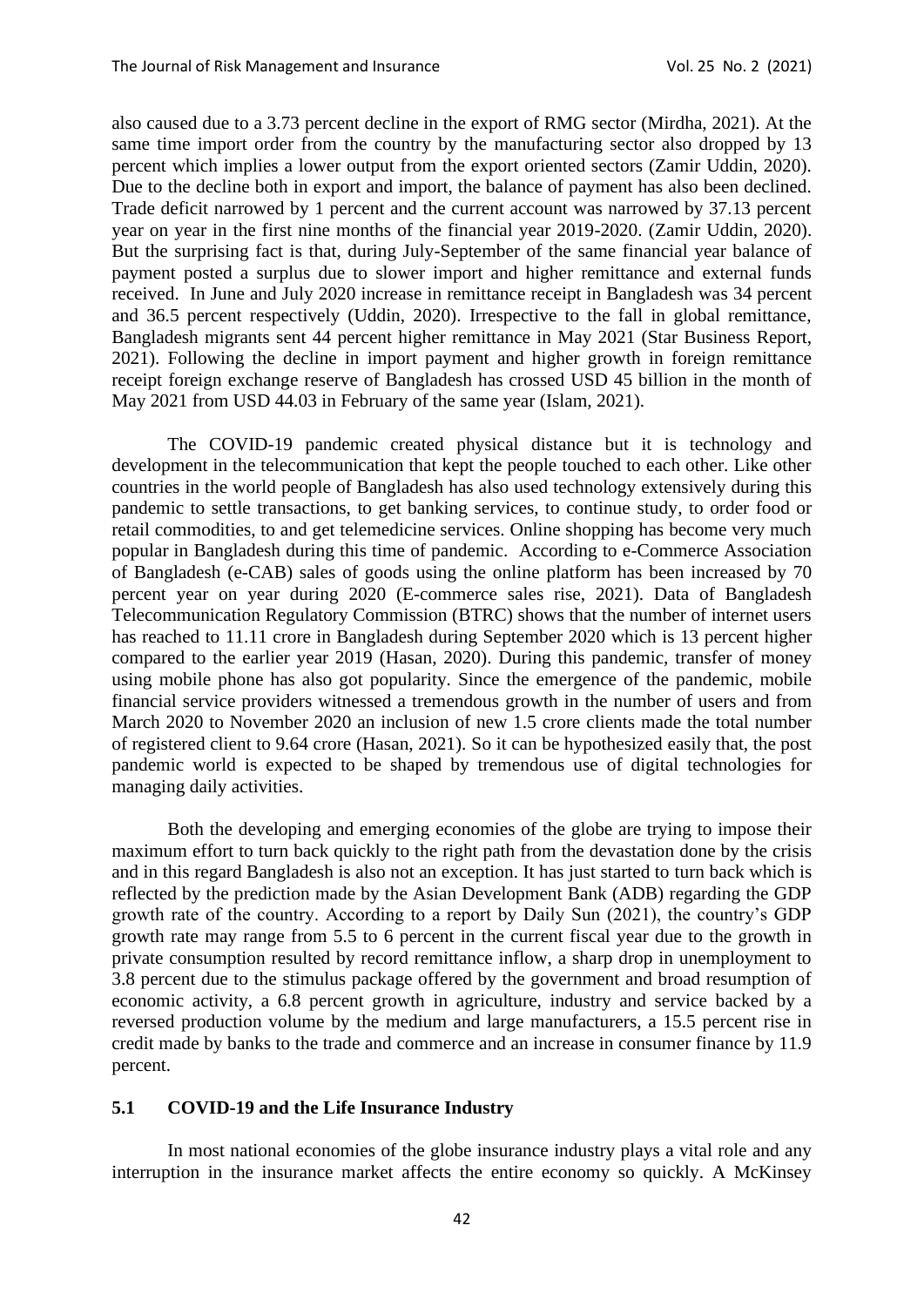also caused due to a 3.73 percent decline in the export of RMG sector (Mirdha, 2021). At the same time import order from the country by the manufacturing sector also dropped by 13 percent which implies a lower output from the export oriented sectors (Zamir Uddin, 2020). Due to the decline both in export and import, the balance of payment has also been declined. Trade deficit narrowed by 1 percent and the current account was narrowed by 37.13 percent year on year in the first nine months of the financial year 2019-2020. (Zamir Uddin, 2020). But the surprising fact is that, during July-September of the same financial year balance of payment posted a surplus due to slower import and higher remittance and external funds received. In June and July 2020 increase in remittance receipt in Bangladesh was 34 percent and 36.5 percent respectively (Uddin, 2020). Irrespective to the fall in global remittance, Bangladesh migrants sent 44 percent higher remittance in May 2021 (Star Business Report, 2021). Following the decline in import payment and higher growth in foreign remittance receipt foreign exchange reserve of Bangladesh has crossed USD 45 billion in the month of May 2021 from USD 44.03 in February of the same year (Islam, 2021).

The COVID-19 pandemic created physical distance but it is technology and development in the telecommunication that kept the people touched to each other. Like other countries in the world people of Bangladesh has also used technology extensively during this pandemic to settle transactions, to get banking services, to continue study, to order food or retail commodities, to and get telemedicine services. Online shopping has become very much popular in Bangladesh during this time of pandemic. According to e-Commerce Association of Bangladesh (e-CAB) sales of goods using the online platform has been increased by 70 percent year on year during 2020 (E-commerce sales rise, 2021). Data of Bangladesh Telecommunication Regulatory Commission (BTRC) shows that the number of internet users has reached to 11.11 crore in Bangladesh during September 2020 which is 13 percent higher compared to the earlier year 2019 (Hasan, 2020). During this pandemic, transfer of money using mobile phone has also got popularity. Since the emergence of the pandemic, mobile financial service providers witnessed a tremendous growth in the number of users and from March 2020 to November 2020 an inclusion of new 1.5 crore clients made the total number of registered client to 9.64 crore (Hasan, 2021). So it can be hypothesized easily that, the post pandemic world is expected to be shaped by tremendous use of digital technologies for managing daily activities.

Both the developing and emerging economies of the globe are trying to impose their maximum effort to turn back quickly to the right path from the devastation done by the crisis and in this regard Bangladesh is also not an exception. It has just started to turn back which is reflected by the prediction made by the Asian Development Bank (ADB) regarding the GDP growth rate of the country. According to a report by Daily Sun (2021), the country's GDP growth rate may range from 5.5 to 6 percent in the current fiscal year due to the growth in private consumption resulted by record remittance inflow, a sharp drop in unemployment to 3.8 percent due to the stimulus package offered by the government and broad resumption of economic activity, a 6.8 percent growth in agriculture, industry and service backed by a reversed production volume by the medium and large manufacturers, a 15.5 percent rise in credit made by banks to the trade and commerce and an increase in consumer finance by 11.9 percent.

## 5.1 COVID-19 and the Life Insurance Industry

In most national economies of the globe insurance industry plays a vital role and any interruption in the insurance market affects the entire economy so quickly. A McKinsey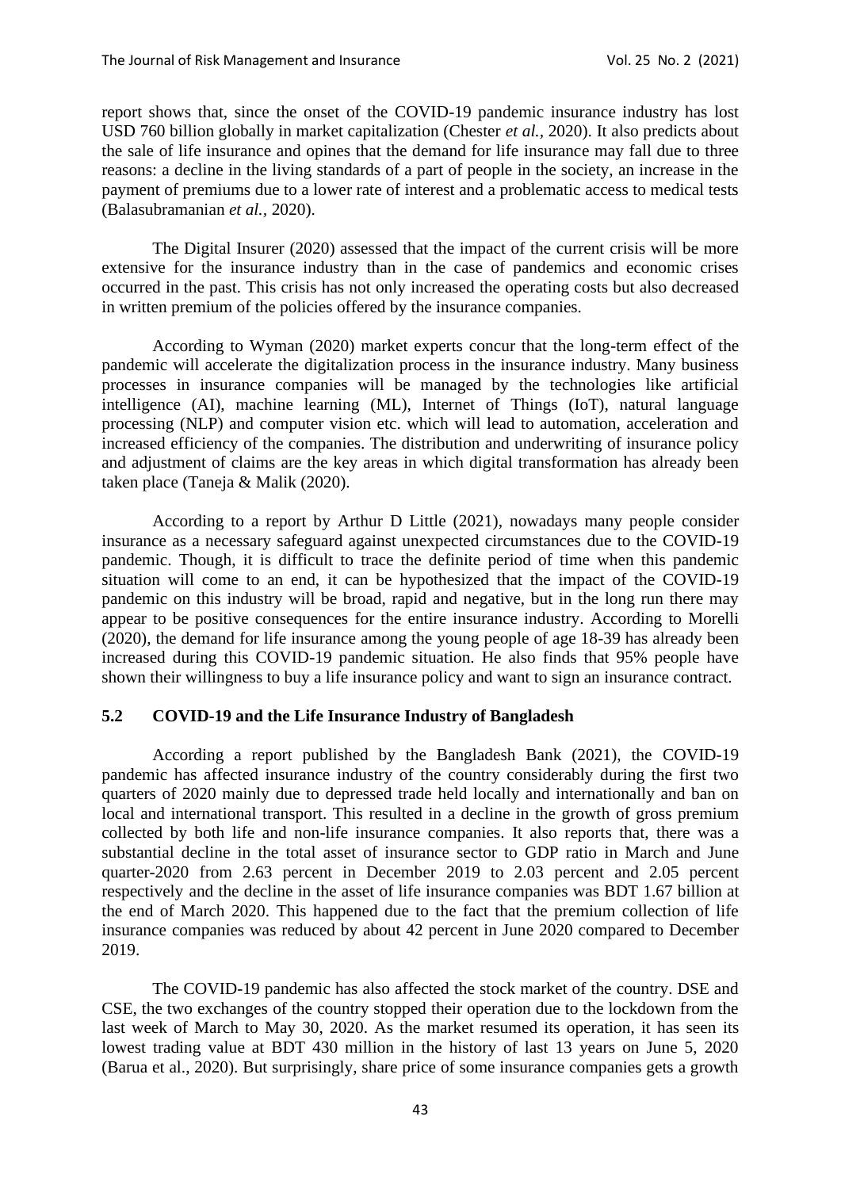report shows that, since the onset of the COVID-19 pandemic insurance industry has lost USD 760 billion globally in market capitalization (Chester *et al.*, 2020). It also predicts about the sale of life insurance and opines that the demand for life insurance may fall due to three reasons: a decline in the living standards of a part of people in the society, an increase in the payment of premiums due to a lower rate of interest and a problematic access to medical tests (Balasubramanian *et al.*, 2020).

The Digital Insurer (2020) assessed that the impact of the current crisis will be more extensive for the insurance industry than in the case of pandemics and economic crises occurred in the past. This crisis has not only increased the operating costs but also decreased in written premium of the policies offered by the insurance companies.

According to Wyman (2020) market experts concur that the long-term effect of the pandemic will accelerate the digitalization process in the insurance industry. Many business processes in insurance companies will be managed by the technologies like artificial intelligence (AI), machine learning (ML), Internet of Things (IoT), natural language processing (NLP) and computer vision etc. which will lead to automation, acceleration and increased efficiency of the companies. The distribution and underwriting of insurance policy and adjustment of claims are the key areas in which digital transformation has already been taken place (Taneja & Malik (2020).

According to a report by Arthur D Little (2021), nowadays many people consider insurance as a necessary safeguard against unexpected circumstances due to the COVID-19 pandemic. Though, it is difficult to trace the definite period of time when this pandemic situation will come to an end, it can be hypothesized that the impact of the COVID-19 pandemic on this industry will be broad, rapid and negative, but in the long run there may appear to be positive consequences for the entire insurance industry. According to Morelli (2020), the demand for life insurance among the young people of age 18-39 has already been increased during this COVID-19 pandemic situation. He also finds that 95% people have shown their willingness to buy a life insurance policy and want to sign an insurance contract.

### 5.2 COVID-19 and the Life Insurance Industry of Bangladesh

According a report published by the Bangladesh Bank (2021), the COVID-19 pandemic has affected insurance industry of the country considerably during the first two quarters of 2020 mainly due to depressed trade held locally and internationally and ban on local and international transport. This resulted in a decline in the growth of gross premium collected by both life and non-life insurance companies. It also reports that, there was a substantial decline in the total asset of insurance sector to GDP ratio in March and June quarter-2020 from 2.63 percent in December 2019 to 2.03 percent and 2.05 percent respectively and the decline in the asset of life insurance companies was BDT 1.67 billion at the end of March 2020. This happened due to the fact that the premium collection of life insurance companies was reduced by about 42 percent in June 2020 compared to December 2019.

The COVID-19 pandemic has also affected the stock market of the country. DSE and CSE, the two exchanges of the country stopped their operation due to the lockdown from the last week of March to May 30, 2020. As the market resumed its operation, it has seen its lowest trading value at BDT 430 million in the history of last 13 years on June 5, 2020 (Barua et al., 2020). But surprisingly, share price of some insurance companies gets a growth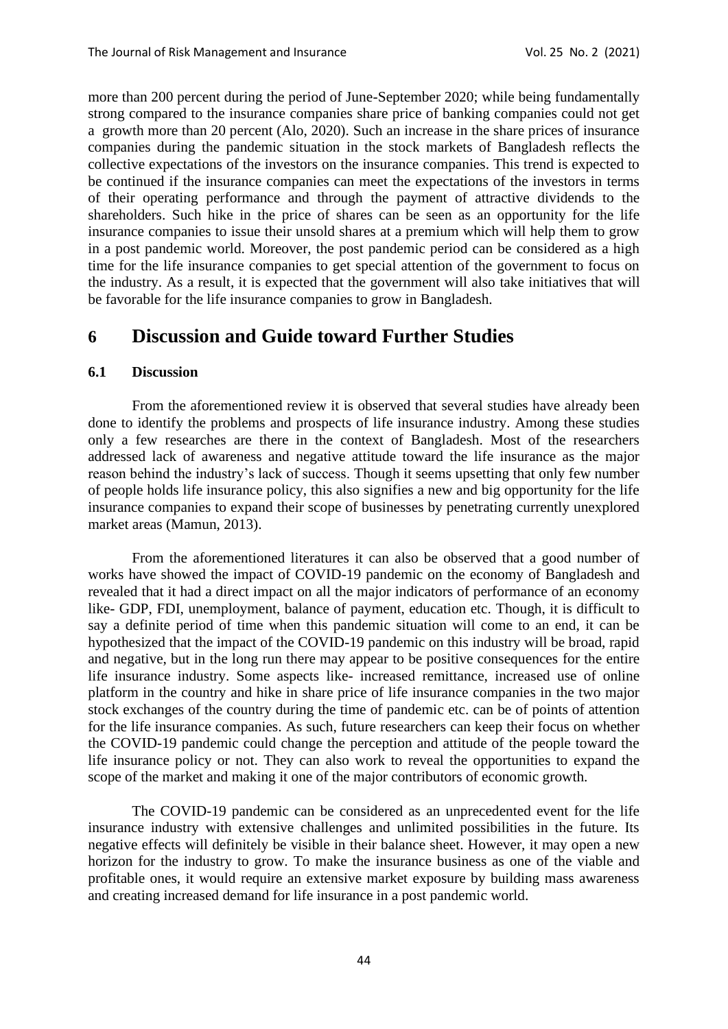more than 200 percent during the period of June-September 2020; while being fundamentally strong compared to the insurance companies share price of banking companies could not get a growth more than 20 percent (Alo, 2020). Such an increase in the share prices of insurance companies during the pandemic situation in the stock markets of Bangladesh reflects the collective expectations of the investors on the insurance companies. This trend is expected to be continued if the insurance companies can meet the expectations of the investors in terms of their operating performance and through the payment of attractive dividends to the shareholders. Such hike in the price of shares can be seen as an opportunity for the life insurance companies to issue their unsold shares at a premium which will help them to grow in a post pandemic world. Moreover, the post pandemic period can be considered as a high time for the life insurance companies to get special attention of the government to focus on the industry. As a result, it is expected that the government will also take initiatives that will be favorable for the life insurance companies to grow in Bangladesh.

# 6 Discussion and Guide toward Further Studies

## 6.1 Discussion

From the aforementioned review it is observed that several studies have already been done to identify the problems and prospects of life insurance industry. Among these studies only a few researches are there in the context of Bangladesh. Most of the researchers addressed lack of awareness and negative attitude toward the life insurance as the major reason behind the industry's lack of success. Though it seems upsetting that only few number of people holds life insurance policy, this also signifies a new and big opportunity for the life insurance companies to expand their scope of businesses by penetrating currently unexplored market areas (Mamun, 2013).

From the aforementioned literatures it can also be observed that a good number of works have showed the impact of COVID-19 pandemic on the economy of Bangladesh and revealed that it had a direct impact on all the major indicators of performance of an economy like- GDP, FDI, unemployment, balance of payment, education etc. Though, it is difficult to say a definite period of time when this pandemic situation will come to an end, it can be hypothesized that the impact of the COVID-19 pandemic on this industry will be broad, rapid and negative, but in the long run there may appear to be positive consequences for the entire life insurance industry. Some aspects like- increased remittance, increased use of online platform in the country and hike in share price of life insurance companies in the two major stock exchanges of the country during the time of pandemic etc. can be of points of attention for the life insurance companies. As such, future researchers can keep their focus on whether the COVID-19 pandemic could change the perception and attitude of the people toward the life insurance policy or not. They can also work to reveal the opportunities to expand the scope of the market and making it one of the major contributors of economic growth.

The COVID-19 pandemic can be considered as an unprecedented event for the life insurance industry with extensive challenges and unlimited possibilities in the future. Its negative effects will definitely be visible in their balance sheet. However, it may open a new horizon for the industry to grow. To make the insurance business as one of the viable and profitable ones, it would require an extensive market exposure by building mass awareness and creating increased demand for life insurance in a post pandemic world.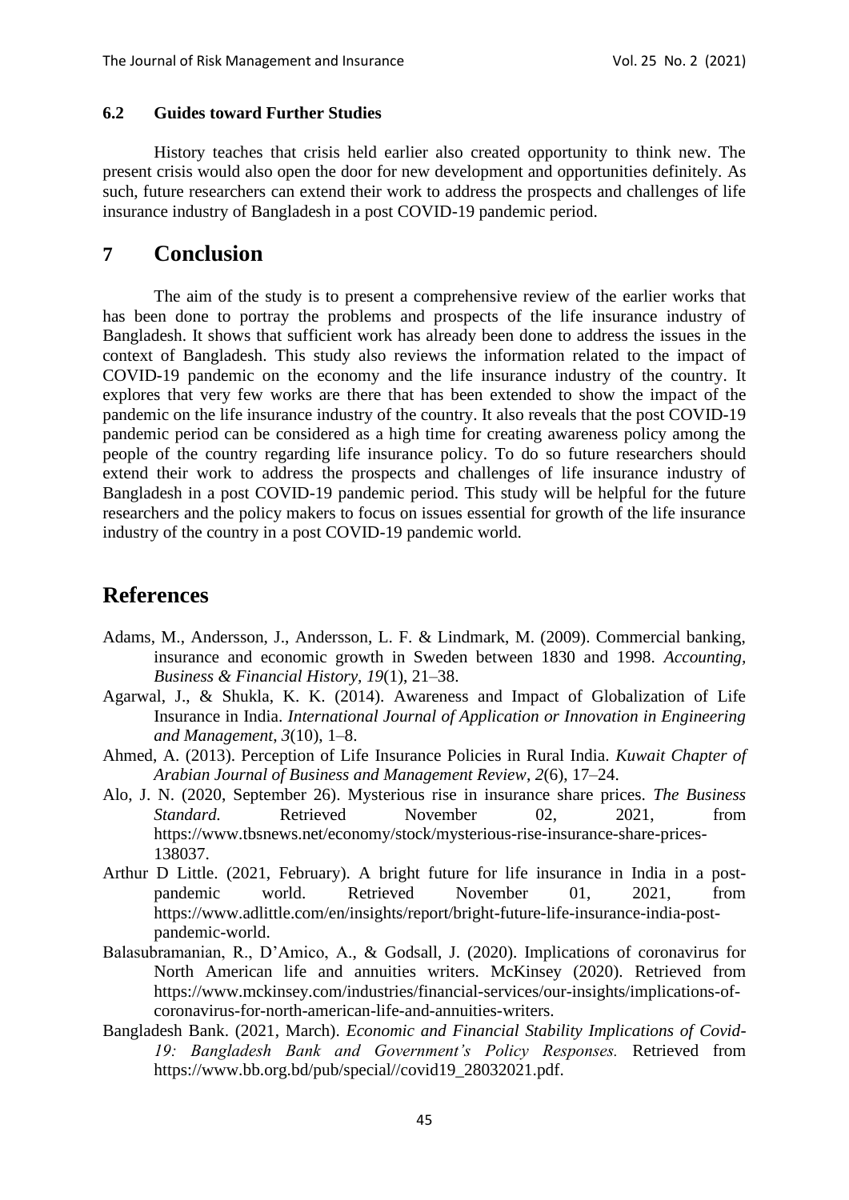### 6.2 Guides toward Further Studies

History teaches that crisis held earlier also created opportunity to think new. The present crisis would also open the door for new development and opportunities definitely. As such, future researchers can extend their work to address the prospects and challenges of life insurance industry of Bangladesh in a post COVID-19 pandemic period.

## 7 Conclusion

The aim of the study is to present a comprehensive review of the earlier works that has been done to portray the problems and prospects of the life insurance industry of Bangladesh. It shows that sufficient work has already been done to address the issues in the context of Bangladesh. This study also reviews the information related to the impact of COVID-19 pandemic on the economy and the life insurance industry of the country. It explores that very few works are there that has been extended to show the impact of the pandemic on the life insurance industry of the country. It also reveals that the post COVID-19 pandemic period can be considered as a high time for creating awareness policy among the people of the country regarding life insurance policy. To do so future researchers should extend their work to address the prospects and challenges of life insurance industry of Bangladesh in a post COVID-19 pandemic period. This study will be helpful for the future researchers and the policy makers to focus on issues essential for growth of the life insurance industry of the country in a post COVID-19 pandemic world.

## References

Adams, M., Andersson, J., Andersson, L. F. & Lindmark, M. (2009). Commercial banking, insurance and economic growth in Sweden between 1830 and 1998. *Accounting, Business & Financial History, 19*(1), 21–38.

Agarwal, J., & Shukla, K. K. (2014). Awareness and Impact of Globalization of Life Insurance in India. *International Journal of Application or Innovation in Engineering and Management*, *3*(10), 1–8.

Ahmed, A. (2013). Perception of Life Insurance Policies in Rural India. *Kuwait Chapter of Arabian Journal of Business and Management Review*, *2*(6), 17–24.

Alo, J. N. (2020, September 26). Mysterious rise in insurance share prices. *The Business Standard.* Retrieved November 02, 2021, from https://www.tbsnews.net/economy/stock/mysterious-rise-insurance-share-prices-138037.

Arthur D Little. (2021, February). A bright future for life insurance in India in a post-pandemic world. Retrieved November 01, 2021, from https://www.adlittle.com/en/insights/report/bright-future-life-insurance-india-post-pandemic-world.

Balasubramanian, R., D'Amico, A., & Godsall, J. (2020). Implications of coronavirus for North American life and annuities writers. McKinsey (2020). Retrieved from https://www.mckinsey.com/industries/financial-services/our-insights/implications-of-coronavirus-for-north-american-life-and-annuities-writers.

Bangladesh Bank. (2021, March). *Economic and Financial Stability Implications of Covid-19: Bangladesh Bank and Government's Policy Responses.* Retrieved from https://www.bb.org.bd/pub/special//covid19_28032021.pdf.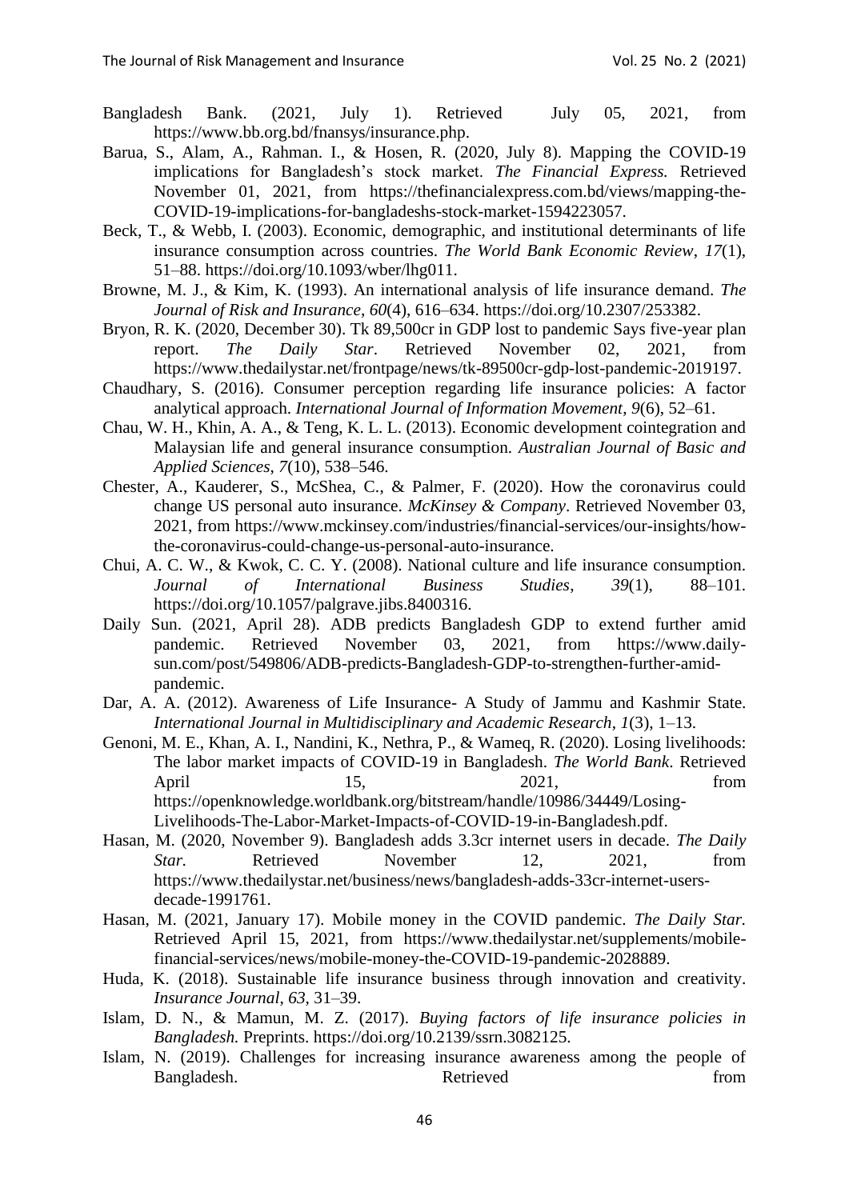Bangladesh Bank. (2021, July 1). Retrieved July 05, 2021, from https://www.bb.org.bd/fnansys/insurance.php.

Barua, S., Alam, A., Rahman. I., & Hosen, R. (2020, July 8). Mapping the COVID-19 implications for Bangladesh's stock market. *The Financial Express.* Retrieved November 01, 2021, from https://thefinancialexpress.com.bd/views/mapping-the-COVID-19-implications-for-bangladeshs-stock-market-1594223057.

Beck, T., & Webb, I. (2003). Economic, demographic, and institutional determinants of life insurance consumption across countries. *The World Bank Economic Review*, *17*(1), 51–88. https://doi.org/10.1093/wber/lhg011.

Browne, M. J., & Kim, K. (1993). An international analysis of life insurance demand. *The Journal of Risk and Insurance*, *60*(4), 616–634. https://doi.org/10.2307/253382.

Bryon, R. K. (2020, December 30). Tk 89,500cr in GDP lost to pandemic Says five-year plan report. *The Daily Star*. Retrieved November 02, 2021, from https://www.thedailystar.net/frontpage/news/tk-89500cr-gdp-lost-pandemic-2019197.

Chaudhary, S. (2016). Consumer perception regarding life insurance policies: A factor analytical approach. *International Journal of Information Movement*, *9*(6), 52–61.

Chau, W. H., Khin, A. A., & Teng, K. L. L. (2013). Economic development cointegration and Malaysian life and general insurance consumption. *Australian Journal of Basic and Applied Sciences*, *7*(10), 538–546.

Chester, A., Kauderer, S., McShea, C., & Palmer, F. (2020). How the coronavirus could change US personal auto insurance. *McKinsey & Company*. Retrieved November 03, 2021, from https://www.mckinsey.com/industries/financial-services/our-insights/how-the-coronavirus-could-change-us-personal-auto-insurance.

Chui, A. C. W., & Kwok, C. C. Y. (2008). National culture and life insurance consumption. *Journal of International Business Studies*, *39*(1), 88–101. https://doi.org/10.1057/palgrave.jibs.8400316.

Daily Sun. (2021, April 28). ADB predicts Bangladesh GDP to extend further amid pandemic. Retrieved November 03, 2021, from https://www.daily-sun.com/post/549806/ADB-predicts-Bangladesh-GDP-to-strengthen-further-amid-pandemic.

Dar, A. A. (2012). Awareness of Life Insurance- A Study of Jammu and Kashmir State. *International Journal in Multidisciplinary and Academic Research*, *1*(3), 1–13.

Genoni, M. E., Khan, A. I., Nandini, K., Nethra, P., & Wameq, R. (2020). Losing livelihoods: The labor market impacts of COVID-19 in Bangladesh. *The World Bank*. Retrieved April 15, 2021, from https://openknowledge.worldbank.org/bitstream/handle/10986/34449/Losing-Livelihoods-The-Labor-Market-Impacts-of-COVID-19-in-Bangladesh.pdf.

Hasan, M. (2020, November 9). Bangladesh adds 3.3cr internet users in decade. *The Daily Star.* Retrieved November 12, 2021, from https://www.thedailystar.net/business/news/bangladesh-adds-33cr-internet-users-decade-1991761.

Hasan, M. (2021, January 17). Mobile money in the COVID pandemic. *The Daily Star.* Retrieved April 15, 2021, from https://www.thedailystar.net/supplements/mobile-financial-services/news/mobile-money-the-COVID-19-pandemic-2028889.

Huda, K. (2018). Sustainable life insurance business through innovation and creativity. *Insurance Journal*, *63*, 31–39.

Islam, D. N., & Mamun, M. Z. (2017). *Buying factors of life insurance policies in Bangladesh.* Preprints. https://doi.org/10.2139/ssrn.3082125.

Islam, N. (2019). Challenges for increasing insurance awareness among the people of Bangladesh. Retrieved from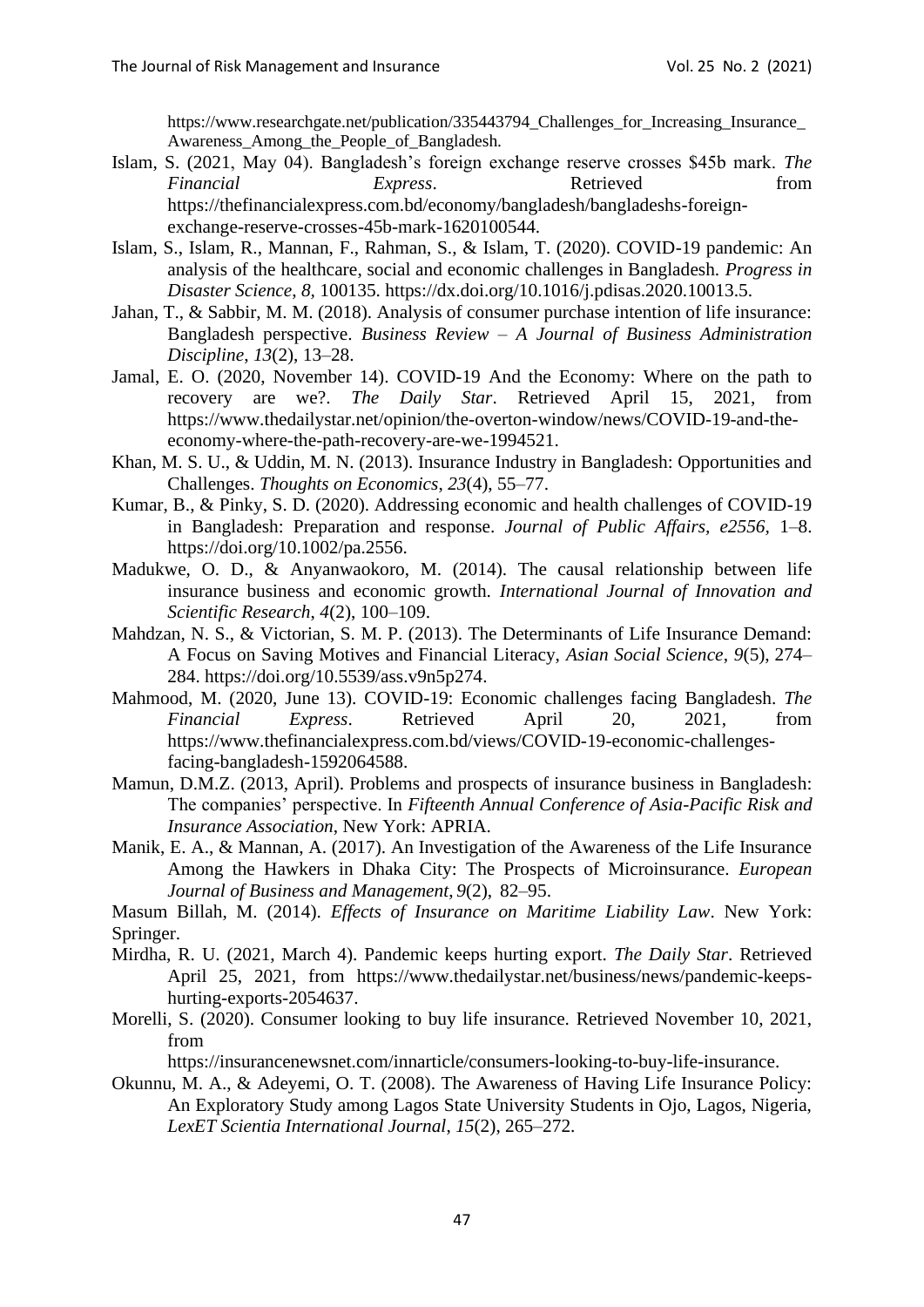https://www.researchgate.net/publication/335443794_Challenges_for_Increasing_Insurance_Awareness_Among_the_People_of_Bangladesh.

Islam, S. (2021, May 04). Bangladesh's foreign exchange reserve crosses $45b mark. *The Financial Express*. Retrieved from https://thefinancialexpress.com.bd/economy/bangladesh/bangladeshs-foreign-exchange-reserve-crosses-45b-mark-1620100544.

Islam, S., Islam, R., Mannan, F., Rahman, S., & Islam, T. (2020). COVID-19 pandemic: An analysis of the healthcare, social and economic challenges in Bangladesh. *Progress in Disaster Science*, *8*, 100135. https://dx.doi.org/10.1016/j.pdisas.2020.10013.5.

Jahan, T., & Sabbir, M. M. (2018). Analysis of consumer purchase intention of life insurance: Bangladesh perspective. *Business Review – A Journal of Business Administration Discipline*, *13*(2), 13–28.

Jamal, E. O. (2020, November 14). COVID-19 And the Economy: Where on the path to recovery are we?. *The Daily Star*. Retrieved April 15, 2021, from https://www.thedailystar.net/opinion/the-overton-window/news/COVID-19-and-the-economy-where-the-path-recovery-are-we-1994521.

Khan, M. S. U., & Uddin, M. N. (2013). Insurance Industry in Bangladesh: Opportunities and Challenges. *Thoughts on Economics*, *23*(4), 55–77.

Kumar, B., & Pinky, S. D. (2020). Addressing economic and health challenges of COVID-19 in Bangladesh: Preparation and response. *Journal of Public Affairs, e2556*, 1–8. https://doi.org/10.1002/pa.2556.

Madukwe, O. D., & Anyanwaokoro, M. (2014). The causal relationship between life insurance business and economic growth. *International Journal of Innovation and Scientific Research*, *4*(2), 100–109.

Mahdzan, N. S., & Victorian, S. M. P. (2013). The Determinants of Life Insurance Demand: A Focus on Saving Motives and Financial Literacy, *Asian Social Science*, *9*(5), 274–284. https://doi.org/10.5539/ass.v9n5p274.

Mahmood, M. (2020, June 13). COVID-19: Economic challenges facing Bangladesh. *The Financial Express*. Retrieved April 20, 2021, from https://www.thefinancialexpress.com.bd/views/COVID-19-economic-challenges-facing-bangladesh-1592064588.

Mamun, D.M.Z. (2013, April). Problems and prospects of insurance business in Bangladesh: The companies' perspective. In *Fifteenth Annual Conference of Asia-Pacific Risk and Insurance Association*, New York: APRIA.

Manik, E. A., & Mannan, A. (2017). An Investigation of the Awareness of the Life Insurance Among the Hawkers in Dhaka City: The Prospects of Microinsurance. *European Journal of Business and Management*, *9*(2), 82–95.

Masum Billah, M. (2014). *Effects of Insurance on Maritime Liability Law*. New York: Springer.

Mirdha, R. U. (2021, March 4). Pandemic keeps hurting export. *The Daily Star*. Retrieved April 25, 2021, from https://www.thedailystar.net/business/news/pandemic-keeps-hurting-exports-2054637.

Morelli, S. (2020). Consumer looking to buy life insurance. Retrieved November 10, 2021, from https://insurancenewsnet.com/innarticle/consumers-looking-to-buy-life-insurance.

Okunnu, M. A., & Adeyemi, O. T. (2008). The Awareness of Having Life Insurance Policy: An Exploratory Study among Lagos State University Students in Ojo, Lagos, Nigeria, *LexET Scientia International Journal*, *15*(2), 265–272.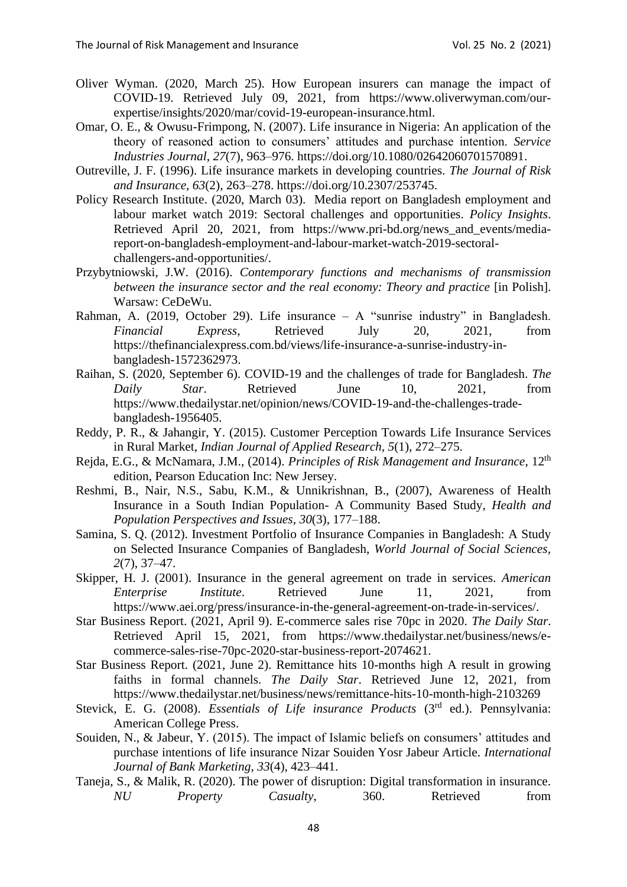Oliver Wyman. (2020, March 25). How European insurers can manage the impact of COVID-19. Retrieved July 09, 2021, from https://www.oliverwyman.com/our-expertise/insights/2020/mar/covid-19-european-insurance.html.

Omar, O. E., & Owusu-Frimpong, N. (2007). Life insurance in Nigeria: An application of the theory of reasoned action to consumers' attitudes and purchase intention. *Service Industries Journal*, *27*(7), 963–976. https://doi.org/10.1080/02642060701570891.

Outreville, J. F. (1996). Life insurance markets in developing countries. *The Journal of Risk and Insurance*, *63*(2), 263–278. https://doi.org/10.2307/253745.

Policy Research Institute. (2020, March 03). Media report on Bangladesh employment and labour market watch 2019: Sectoral challenges and opportunities. *Policy Insights*. Retrieved April 20, 2021, from https://www.pri-bd.org/news_and_events/media-report-on-bangladesh-employment-and-labour-market-watch-2019-sectoral-challengers-and-opportunities/.

Przybytniowski, J.W. (2016). *Contemporary functions and mechanisms of transmission between the insurance sector and the real economy: Theory and practice* [in Polish]. Warsaw: CeDeWu.

Rahman, A. (2019, October 29). Life insurance – A "sunrise industry" in Bangladesh. *Financial Express*, Retrieved July 20, 2021, from https://thefinancialexpress.com.bd/views/life-insurance-a-sunrise-industry-in-bangladesh-1572362973.

Raihan, S. (2020, September 6). COVID-19 and the challenges of trade for Bangladesh. *The Daily Star*. Retrieved June 10, 2021, from https://www.thedailystar.net/opinion/news/COVID-19-and-the-challenges-trade-bangladesh-1956405.

Reddy, P. R., & Jahangir, Y. (2015). Customer Perception Towards Life Insurance Services in Rural Market, *Indian Journal of Applied Research, 5*(1), 272–275.

Rejda, E.G., & McNamara, J.M., (2014). *Principles of Risk Management and Insurance*, 12th edition, Pearson Education Inc: New Jersey.

Reshmi, B., Nair, N.S., Sabu, K.M., & Unnikrishnan, B., (2007), Awareness of Health Insurance in a South Indian Population- A Community Based Study, *Health and Population Perspectives and Issues*, *30*(3), 177–188.

Samina, S. Q. (2012). Investment Portfolio of Insurance Companies in Bangladesh: A Study on Selected Insurance Companies of Bangladesh, *World Journal of Social Sciences*, *2*(7), 37–47.

Skipper, H. J. (2001). Insurance in the general agreement on trade in services. *American Enterprise Institute*. Retrieved June 11, 2021, from https://www.aei.org/press/insurance-in-the-general-agreement-on-trade-in-services/.

Star Business Report. (2021, April 9). E-commerce sales rise 70pc in 2020. *The Daily Star*. Retrieved April 15, 2021, from https://www.thedailystar.net/business/news/e-commerce-sales-rise-70pc-2020-star-business-report-2074621.

Star Business Report. (2021, June 2). Remittance hits 10-months high A result in growing faiths in formal channels. *The Daily Star*. Retrieved June 12, 2021, from https://www.thedailystar.net/business/news/remittance-hits-10-month-high-2103269

Stevick, E. G. (2008). *Essentials of Life insurance Products* (3rd ed.). Pennsylvania: American College Press.

Souiden, N., & Jabeur, Y. (2015). The impact of Islamic beliefs on consumers' attitudes and purchase intentions of life insurance Nizar Souiden Yosr Jabeur Article. *International Journal of Bank Marketing*, *33*(4), 423–441.

Taneja, S., & Malik, R. (2020). The power of disruption: Digital transformation in insurance. *NU Property Casualty*, 360. Retrieved from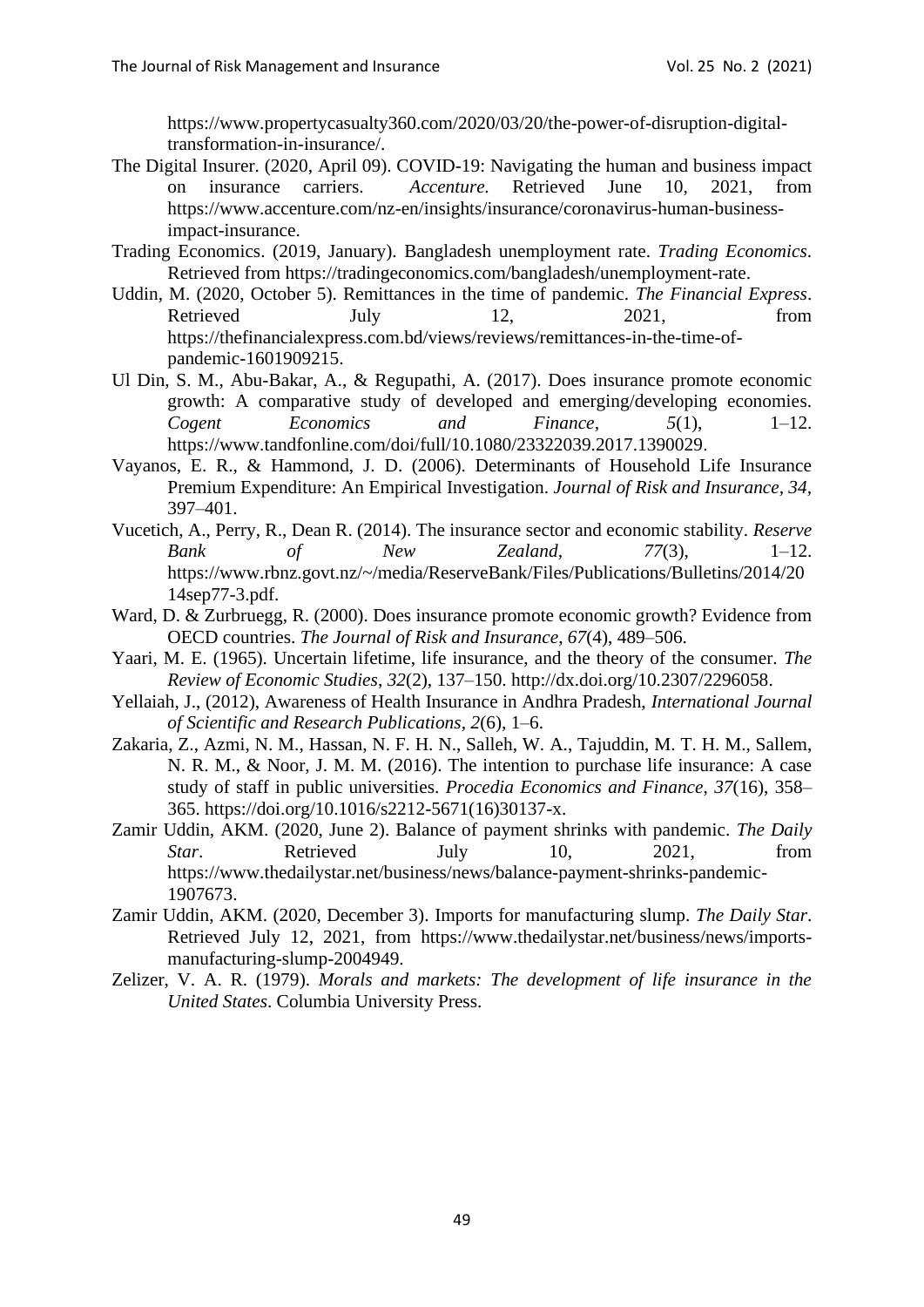https://www.propertycasualty360.com/2020/03/20/the-power-of-disruption-digital-transformation-in-insurance/.

The Digital Insurer. (2020, April 09). COVID-19: Navigating the human and business impact on insurance carriers. *Accenture.* Retrieved June 10, 2021, from https://www.accenture.com/nz-en/insights/insurance/coronavirus-human-business-impact-insurance.

Trading Economics. (2019, January). Bangladesh unemployment rate. *Trading Economics*. Retrieved from https://tradingeconomics.com/bangladesh/unemployment-rate.

Uddin, M. (2020, October 5). Remittances in the time of pandemic. *The Financial Express*. Retrieved July 12, 2021, from https://thefinancialexpress.com.bd/views/reviews/remittances-in-the-time-of-pandemic-1601909215.

Ul Din, S. M., Abu-Bakar, A., & Regupathi, A. (2017). Does insurance promote economic growth: A comparative study of developed and emerging/developing economies. *Cogent Economics and Finance*, *5*(1), 1–12. https://www.tandfonline.com/doi/full/10.1080/23322039.2017.1390029.

Vayanos, E. R., & Hammond, J. D. (2006). Determinants of Household Life Insurance Premium Expenditure: An Empirical Investigation. *Journal of Risk and Insurance*, *34*, 397–401.

Vucetich, A., Perry, R., Dean R. (2014). The insurance sector and economic stability. *Reserve Bank of New Zealand*, *77*(3), 1–12. https://www.rbnz.govt.nz/~/media/ReserveBank/Files/Publications/Bulletins/2014/2014sep77-3.pdf.

Ward, D. & Zurbruegg, R. (2000). Does insurance promote economic growth? Evidence from OECD countries. *The Journal of Risk and Insurance*, *67*(4), 489–506.

Yaari, M. E. (1965). Uncertain lifetime, life insurance, and the theory of the consumer. *The Review of Economic Studies*, *32*(2), 137–150. http://dx.doi.org/10.2307/2296058.

Yellaiah, J., (2012), Awareness of Health Insurance in Andhra Pradesh, *International Journal of Scientific and Research Publications*, *2*(6), 1–6.

Zakaria, Z., Azmi, N. M., Hassan, N. F. H. N., Salleh, W. A., Tajuddin, M. T. H. M., Sallem, N. R. M., & Noor, J. M. M. (2016). The intention to purchase life insurance: A case study of staff in public universities. *Procedia Economics and Finance*, *37*(16), 358–365. https://doi.org/10.1016/s2212-5671(16)30137-x.

Zamir Uddin, AKM. (2020, June 2). Balance of payment shrinks with pandemic. *The Daily Star*. Retrieved July 10, 2021, from https://www.thedailystar.net/business/news/balance-payment-shrinks-pandemic-1907673.

Zamir Uddin, AKM. (2020, December 3). Imports for manufacturing slump. *The Daily Star*. Retrieved July 12, 2021, from https://www.thedailystar.net/business/news/imports-manufacturing-slump-2004949.

Zelizer, V. A. R. (1979). *Morals and markets: The development of life insurance in the United States*. Columbia University Press.